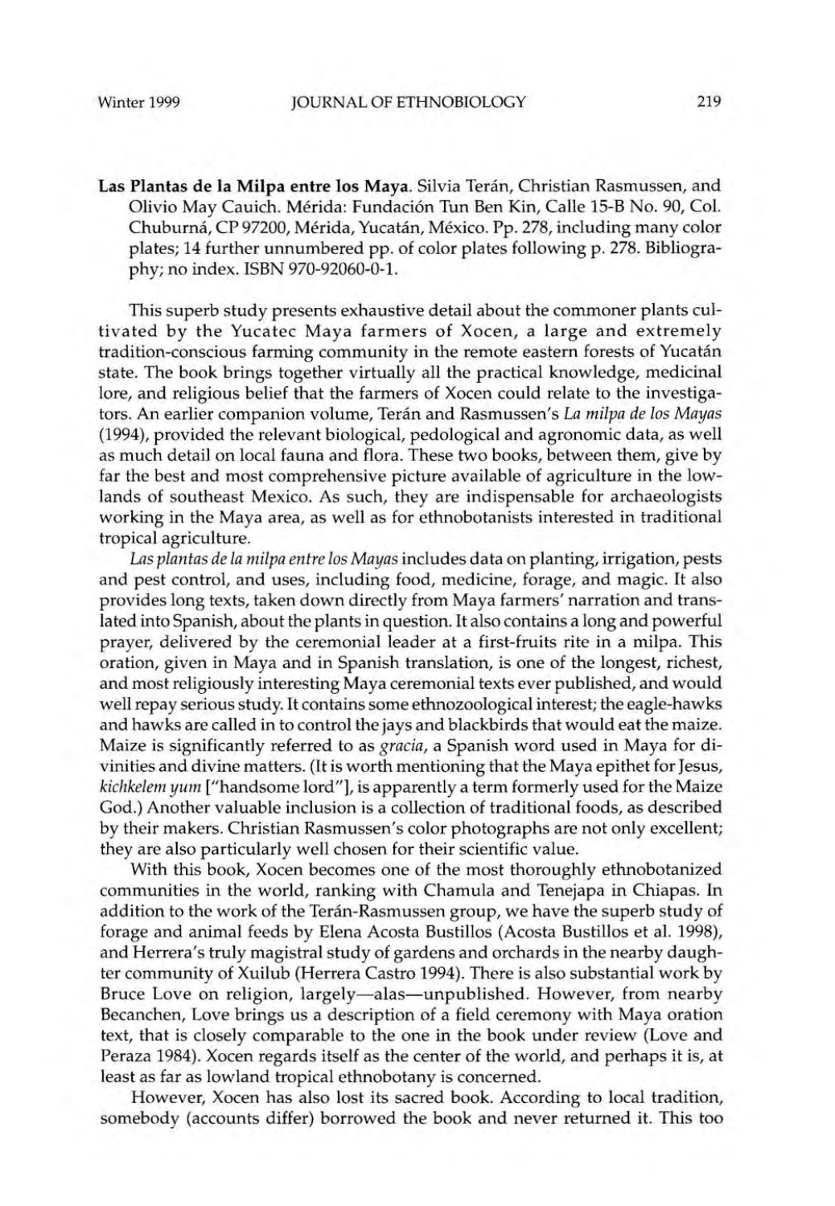**Las Plantas de la Milpa entre los Maya**. Silvia Terán, Christian Rasmussen, and Olivio May Cauich. Mérida: Fundación Tun Ben Kin, Calle 15-B No. 90, Col. Chuburná, CP 97200, Mérida, Yucatán, México. Pp. 278, including many color plates; 14 further unnumbered pp. of color plates following p. 278. Bibliography; no index. ISBN 970-92060-0-1.

This superb study presents exhaustive detail about the commoner plants cultivated by the Yucatec Maya farmers of Xocen, a large and extremely tradition-conscious farming community in the remote eastern forests of Yucatán state. The book brings together virtually all the practical knowledge, medicinal lore, and religious belief that the farmers of Xocen could relate to the investigators. An earlier companion volume, Terán and Rasmussen's *La milpa de los Mayas* (1994), provided the relevant biological, pedological and agronomic data, as well as much detail on local fauna and flora. These two books, between them, give by far the best and most comprehensive picture available of agriculture in the lowlands of southeast Mexico. As such, they are indispensable for archaeologists working in the Maya area, as well as for ethnobotanists interested in traditional tropical agriculture.

*Las plantas de la milpa entre los Mayas* includes data on planting, irrigation, pests and pest control, and uses, including food, medicine, forage, and magic. It also provides long texts, taken down directly from Maya farmers' narration and translated into Spanish, about the plants in question. It also contains a long and powerful prayer, delivered by the ceremonial leader at a first-fruits rite in a milpa. This oration, given in Maya and in Spanish translation, is one of the longest, richest, and most religiously interesting Maya ceremonial texts ever published, and would well repay serious study. It contains some ethnozoological interest; the eagle-hawks and hawks are called in to control the jays and blackbirds that would eat the maize. Maize is significantly referred to as *gracia*, a Spanish word used in Maya for divinities and divine matters. (It is worth mentioning that the Maya epithet for Jesus, *kichkelem yum* ["handsome lord"], is apparently a term formerly used for the Maize God.) Another valuable inclusion is a collection of traditional foods, as described by their makers. Christian Rasmussen's color photographs are not only excellent; they are also particularly well chosen for their scientific value.

With this book, Xocen becomes one of the most thoroughly ethnobotanized communities in the world, ranking with Chamula and Tenejapa in Chiapas. In addition to the work of the Terán-Rasmussen group, we have the superb study of forage and animal feeds by Elena Acosta Bustillos (Acosta Bustillos et al. 1998), and Herrera's truly magistral study of gardens and orchards in the nearby daughter community of Xuilub (Herrera Castro 1994). There is also substantial work by Bruce Love on religion, largely—alas—unpublished. However, from nearby Becanchen, Love brings us a description of a field ceremony with Maya oration text, that is closely comparable to the one in the book under review (Love and Peraza 1984). Xocen regards itself as the center of the world, and perhaps it is, at least as far as lowland tropical ethnobotany is concerned.

However, Xocen has also lost its sacred book. According to local tradition, somebody (accounts differ) borrowed the book and never returned it. This too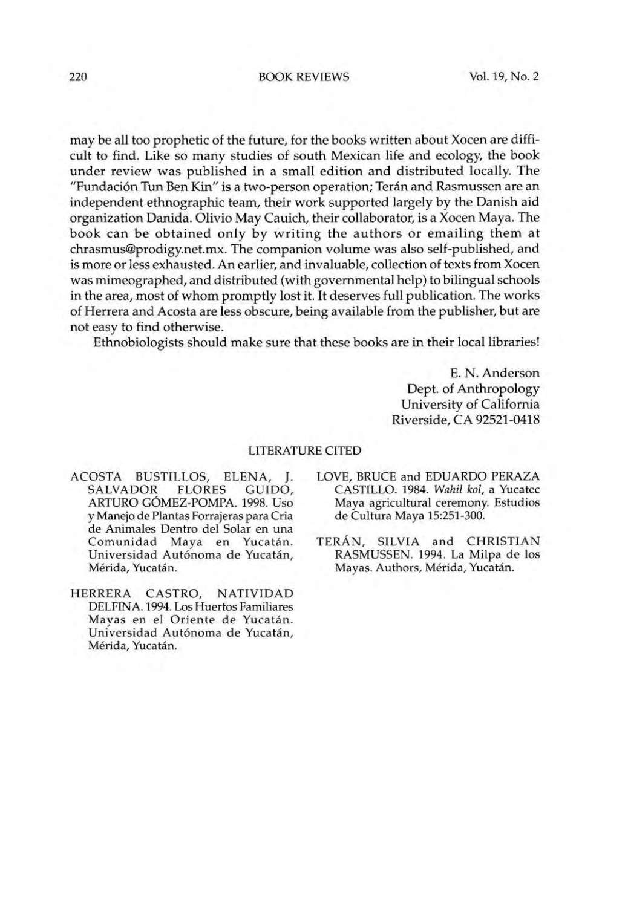may be all too prophetic of the future, for the books written about Xocen are difficult to find. Like so many studies of south Mexican life and ecology, the book under review was published in a small edition and distributed locally. The "Fundación Tun Ben Kin" is a two-person operation; Terán and Rasmussen are an independent ethnographic team, their work supported largely by the Danish aid organization Danida. Olivio May Cauich, their collaborator, is a Xocen Maya. The book can be obtained only by writing the authors or emailing them at chrasmus@prodigy.net.mx. The companion volume was also self-published, and is more or less exhausted. An earlier, and invaluable, collection of texts from Xocen was mimeographed, and distributed (with governmental help) to bilingual schools in the area, most of whom promptly lost it. It deserves full publication. The works of Herrera and Acosta are less obscure, being available from the publisher, but are not easy to find otherwise.

Ethnobiologists should make sure that these books are in their local libraries!

E. N. Anderson
Dept. of Anthropology
University of California
Riverside, CA 92521-0418

## LITERATURE CITED

ACOSTA BUSTILLOS, ELENA, J. SALVADOR FLORES GUIDO, ARTURO GÓMEZ-POMPA. 1998. Uso y Manejo de Plantas Forrajeras para Cria de Animales Dentro del Solar en una Comunidad Maya en Yucatán. Universidad Autónoma de Yucatán, Mérida, Yucatán.

HERRERA CASTRO, NATIVIDAD DELFINA. 1994. Los Huertos Familiares Mayas en el Oriente de Yucatán. Universidad Autónoma de Yucatán, Mérida, Yucatán.

LOVE, BRUCE and EDUARDO PERAZA CASTILLO. 1984. *Wahil kol*, a Yucatec Maya agricultural ceremony. Estudios de Cultura Maya 15:251-300.

TERÁN, SILVIA and CHRISTIAN RASMUSSEN. 1994. La Milpa de los Mayas. Authors, Mérida, Yucatán.